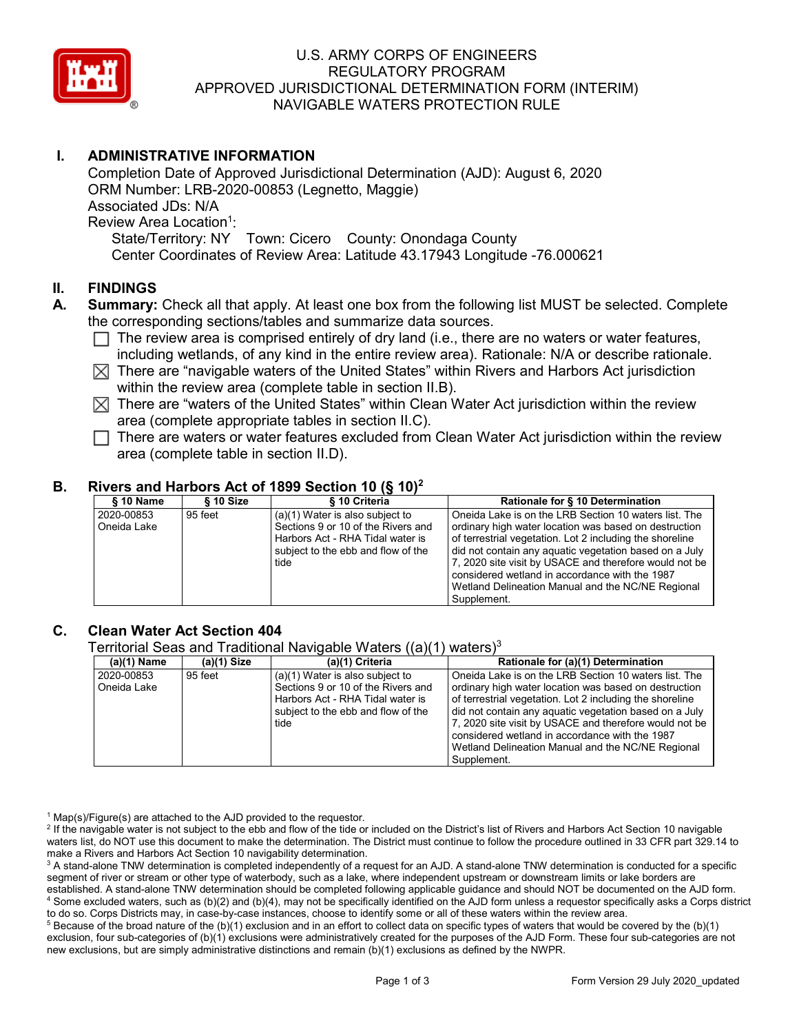U.S. ARMY CORPS OF ENGINEERS
REGULATORY PROGRAM
APPROVED JURISDICTIONAL DETERMINATION FORM (INTERIM)
NAVIGABLE WATERS PROTECTION RULE

## I. ADMINISTRATIVE INFORMATION

Completion Date of Approved Jurisdictional Determination (AJD): August 6, 2020
ORM Number: LRB-2020-00853 (Legnetto, Maggie)
Associated JDs: N/A
Review Area Location[1]:
State/Territory: NY Town: Cicero County: Onondaga County
Center Coordinates of Review Area: Latitude 43.17943 Longitude -76.000621

## II. FINDINGS

**A. Summary:** Check all that apply. At least one box from the following list MUST be selected. Complete the corresponding sections/tables and summarize data sources.

- ☐ The review area is comprised entirely of dry land (i.e., there are no waters or water features, including wetlands, of any kind in the entire review area). Rationale: N/A or describe rationale.
- ☒ There are "navigable waters of the United States" within Rivers and Harbors Act jurisdiction within the review area (complete table in section II.B).
- ☒ There are "waters of the United States" within Clean Water Act jurisdiction within the review area (complete appropriate tables in section II.C).
- ☐ There are waters or water features excluded from Clean Water Act jurisdiction within the review area (complete table in section II.D).

### B. Rivers and Harbors Act of 1899 Section 10 (§ 10)[2]

| § 10 Name | § 10 Size | § 10 Criteria | Rationale for § 10 Determination |
|---|---|---|---|
| 2020-00853 Oneida Lake | 95 feet | (a)(1) Water is also subject to Sections 9 or 10 of the Rivers and Harbors Act - RHA Tidal water is subject to the ebb and flow of the tide | Oneida Lake is on the LRB Section 10 waters list. The ordinary high water location was based on destruction of terrestrial vegetation. Lot 2 including the shoreline did not contain any aquatic vegetation based on a July 7, 2020 site visit by USACE and therefore would not be considered wetland in accordance with the 1987 Wetland Delineation Manual and the NC/NE Regional Supplement. |

### C. Clean Water Act Section 404

Territorial Seas and Traditional Navigable Waters ((a)(1) waters)[3]

| (a)(1) Name | (a)(1) Size | (a)(1) Criteria | Rationale for (a)(1) Determination |
|---|---|---|---|
| 2020-00853 Oneida Lake | 95 feet | (a)(1) Water is also subject to Sections 9 or 10 of the Rivers and Harbors Act - RHA Tidal water is subject to the ebb and flow of the tide | Oneida Lake is on the LRB Section 10 waters list. The ordinary high water location was based on destruction of terrestrial vegetation. Lot 2 including the shoreline did not contain any aquatic vegetation based on a July 7, 2020 site visit by USACE and therefore would not be considered wetland in accordance with the 1987 Wetland Delineation Manual and the NC/NE Regional Supplement. |

[1] Map(s)/Figure(s) are attached to the AJD provided to the requestor.
[2] If the navigable water is not subject to the ebb and flow of the tide or included on the District's list of Rivers and Harbors Act Section 10 navigable waters list, do NOT use this document to make the determination. The District must continue to follow the procedure outlined in 33 CFR part 329.14 to make a Rivers and Harbors Act Section 10 navigability determination.
[3] A stand-alone TNW determination is completed independently of a request for an AJD. A stand-alone TNW determination is conducted for a specific segment of river or stream or other type of waterbody, such as a lake, where independent upstream or downstream limits or lake borders are established. A stand-alone TNW determination should be completed following applicable guidance and should NOT be documented on the AJD form.
[4] Some excluded waters, such as (b)(2) and (b)(4), may not be specifically identified on the AJD form unless a requestor specifically asks a Corps district to do so. Corps Districts may, in case-by-case instances, choose to identify some or all of these waters within the review area.
[5] Because of the broad nature of the (b)(1) exclusion and in an effort to collect data on specific types of waters that would be covered by the (b)(1) exclusion, four sub-categories of (b)(1) exclusions were administratively created for the purposes of the AJD Form. These four sub-categories are not new exclusions, but are simply administrative distinctions and remain (b)(1) exclusions as defined by the NWPR.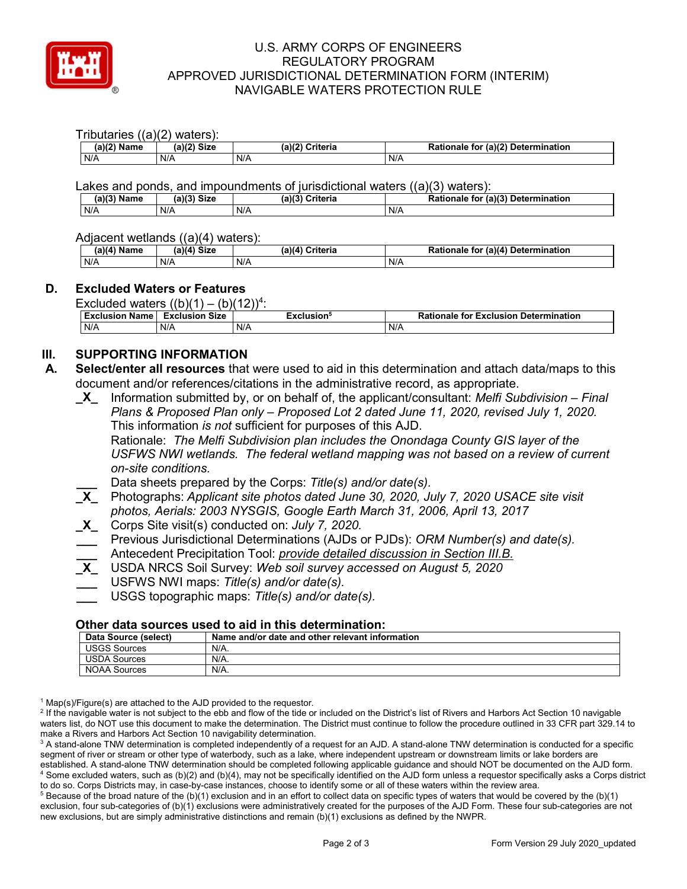Tributaries ((a)(2) waters):

| (a)(2) Name | (a)(2) Size | (a)(2) Criteria | Rationale for (a)(2) Determination |
| --- | --- | --- | --- |
| N/A | N/A | N/A | N/A |

Lakes and ponds, and impoundments of jurisdictional waters ((a)(3) waters):

| (a)(3) Name | (a)(3) Size | (a)(3) Criteria | Rationale for (a)(3) Determination |
| --- | --- | --- | --- |
| N/A | N/A | N/A | N/A |

Adjacent wetlands ((a)(4) waters):

| (a)(4) Name | (a)(4) Size | (a)(4) Criteria | Rationale for (a)(4) Determination |
| --- | --- | --- | --- |
| N/A | N/A | N/A | N/A |

## D. Excluded Waters or Features

Excluded waters ((b)(1) – (b)(12))[4]:

| Exclusion Name | Exclusion Size | Exclusion[5] | Rationale for Exclusion Determination |
| --- | --- | --- | --- |
| N/A | N/A | N/A | N/A |

## III. SUPPORTING INFORMATION

**A. Select/enter all resources** that were used to aid in this determination and attach data/maps to this document and/or references/citations in the administrative record, as appropriate.

_X_ Information submitted by, or on behalf of, the applicant/consultant: *Melfi Subdivision – Final Plans & Proposed Plan only – Proposed Lot 2 dated June 11, 2020, revised July 1, 2020.* This information *is not* sufficient for purposes of this AJD.
Rationale: *The Melfi Subdivision plan includes the Onondaga County GIS layer of the USFWS NWI wetlands. The federal wetland mapping was not based on a review of current on-site conditions.*

___ Data sheets prepared by the Corps: *Title(s) and/or date(s).*

_X_ Photographs: *Applicant site photos dated June 30, 2020, July 7, 2020 USACE site visit photos, Aerials: 2003 NYSGIS, Google Earth March 31, 2006, April 13, 2017*

_X_ Corps Site visit(s) conducted on: *July 7, 2020.*

___ Previous Jurisdictional Determinations (AJDs or PJDs): *ORM Number(s) and date(s).*

___ Antecedent Precipitation Tool: *provide detailed discussion in Section III.B.*

_X_ USDA NRCS Soil Survey: *Web soil survey accessed on August 5, 2020*

___ USFWS NWI maps: *Title(s) and/or date(s).*

___ USGS topographic maps: *Title(s) and/or date(s).*

### Other data sources used to aid in this determination:

| Data Source (select) | Name and/or date and other relevant information |
| --- | --- |
| USGS Sources | N/A. |
| USDA Sources | N/A. |
| NOAA Sources | N/A. |

[1] Map(s)/Figure(s) are attached to the AJD provided to the requestor.
[2] If the navigable water is not subject to the ebb and flow of the tide or included on the District's list of Rivers and Harbors Act Section 10 navigable waters list, do NOT use this document to make the determination. The District must continue to follow the procedure outlined in 33 CFR part 329.14 to make a Rivers and Harbors Act Section 10 navigability determination.
[3] A stand-alone TNW determination is completed independently of a request for an AJD. A stand-alone TNW determination is conducted for a specific segment of river or stream or other type of waterbody, such as a lake, where independent upstream or downstream limits or lake borders are established. A stand-alone TNW determination should be completed following applicable guidance and should NOT be documented on the AJD form.
[4] Some excluded waters, such as (b)(2) and (b)(4), may not be specifically identified on the AJD form unless a requestor specifically asks a Corps district to do so. Corps Districts may, in case-by-case instances, choose to identify some or all of these waters within the review area.
[5] Because of the broad nature of the (b)(1) exclusion and in an effort to collect data on specific types of waters that would be covered by the (b)(1) exclusion, four sub-categories of (b)(1) exclusions were administratively created for the purposes of the AJD Form. These four sub-categories are not new exclusions, but are simply administrative distinctions and remain (b)(1) exclusions as defined by the NWPR.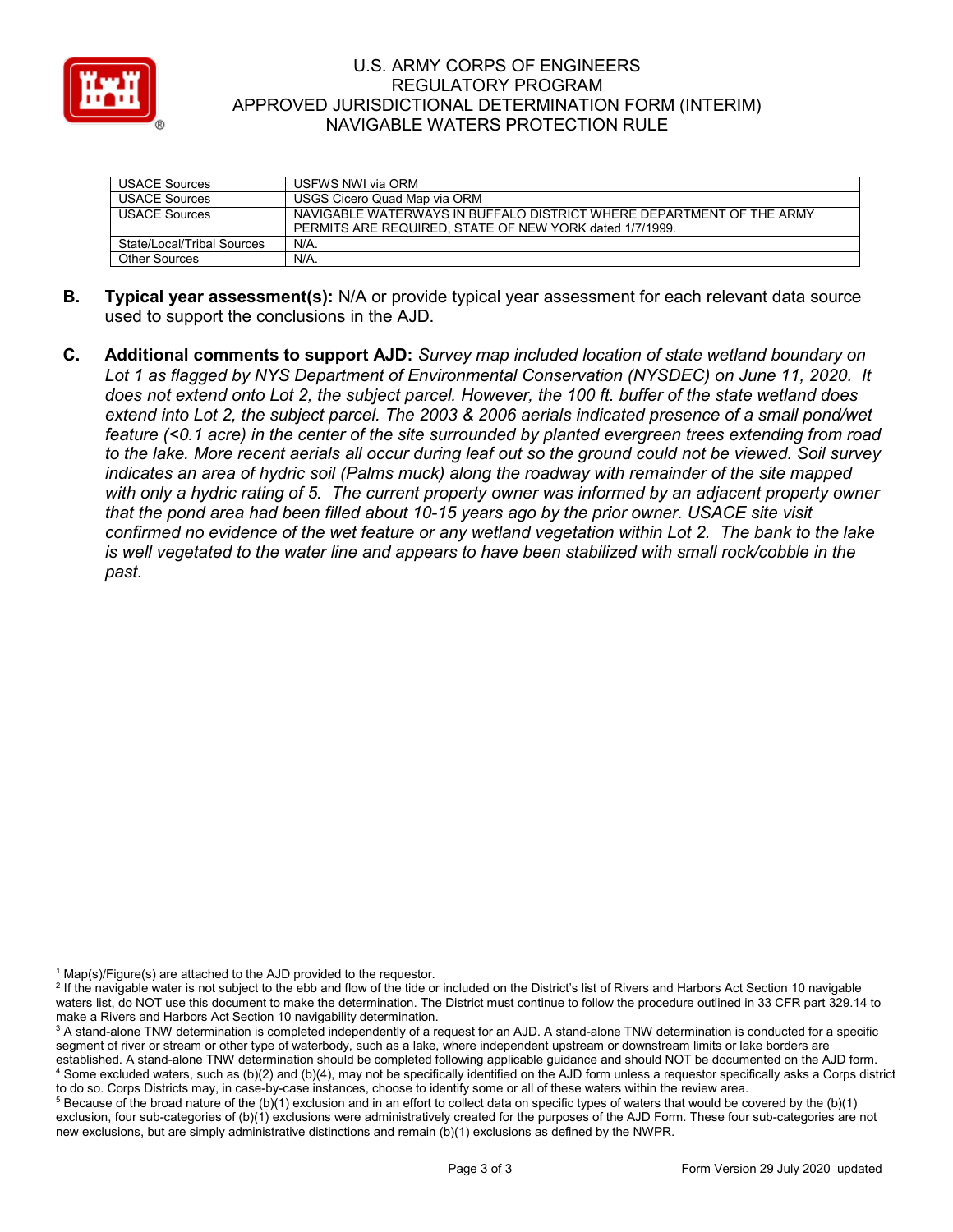| | |
|---|---|
| USACE Sources | USFWS NWI via ORM |
| USACE Sources | USGS Cicero Quad Map via ORM |
| USACE Sources | NAVIGABLE WATERWAYS IN BUFFALO DISTRICT WHERE DEPARTMENT OF THE ARMY PERMITS ARE REQUIRED, STATE OF NEW YORK dated 1/7/1999. |
| State/Local/Tribal Sources | N/A. |
| Other Sources | N/A. |

**B. Typical year assessment(s):** N/A or provide typical year assessment for each relevant data source used to support the conclusions in the AJD.

**C. Additional comments to support AJD:** *Survey map included location of state wetland boundary on Lot 1 as flagged by NYS Department of Environmental Conservation (NYSDEC) on June 11, 2020. It does not extend onto Lot 2, the subject parcel. However, the 100 ft. buffer of the state wetland does extend into Lot 2, the subject parcel. The 2003 & 2006 aerials indicated presence of a small pond/wet feature (<0.1 acre) in the center of the site surrounded by planted evergreen trees extending from road to the lake. More recent aerials all occur during leaf out so the ground could not be viewed. Soil survey indicates an area of hydric soil (Palms muck) along the roadway with remainder of the site mapped with only a hydric rating of 5. The current property owner was informed by an adjacent property owner that the pond area had been filled about 10-15 years ago by the prior owner. USACE site visit confirmed no evidence of the wet feature or any wetland vegetation within Lot 2. The bank to the lake is well vegetated to the water line and appears to have been stabilized with small rock/cobble in the past.*

[1] Map(s)/Figure(s) are attached to the AJD provided to the requestor.

[2] If the navigable water is not subject to the ebb and flow of the tide or included on the District's list of Rivers and Harbors Act Section 10 navigable waters list, do NOT use this document to make the determination. The District must continue to follow the procedure outlined in 33 CFR part 329.14 to make a Rivers and Harbors Act Section 10 navigability determination.

[3] A stand-alone TNW determination is completed independently of a request for an AJD. A stand-alone TNW determination is conducted for a specific segment of river or stream or other type of waterbody, such as a lake, where independent upstream or downstream limits or lake borders are established. A stand-alone TNW determination should be completed following applicable guidance and should NOT be documented on the AJD form.

[4] Some excluded waters, such as (b)(2) and (b)(4), may not be specifically identified on the AJD form unless a requestor specifically asks a Corps district to do so. Corps Districts may, in case-by-case instances, choose to identify some or all of these waters within the review area.

[5] Because of the broad nature of the (b)(1) exclusion and in an effort to collect data on specific types of waters that would be covered by the (b)(1) exclusion, four sub-categories of (b)(1) exclusions were administratively created for the purposes of the AJD Form. These four sub-categories are not new exclusions, but are simply administrative distinctions and remain (b)(1) exclusions as defined by the NWPR.